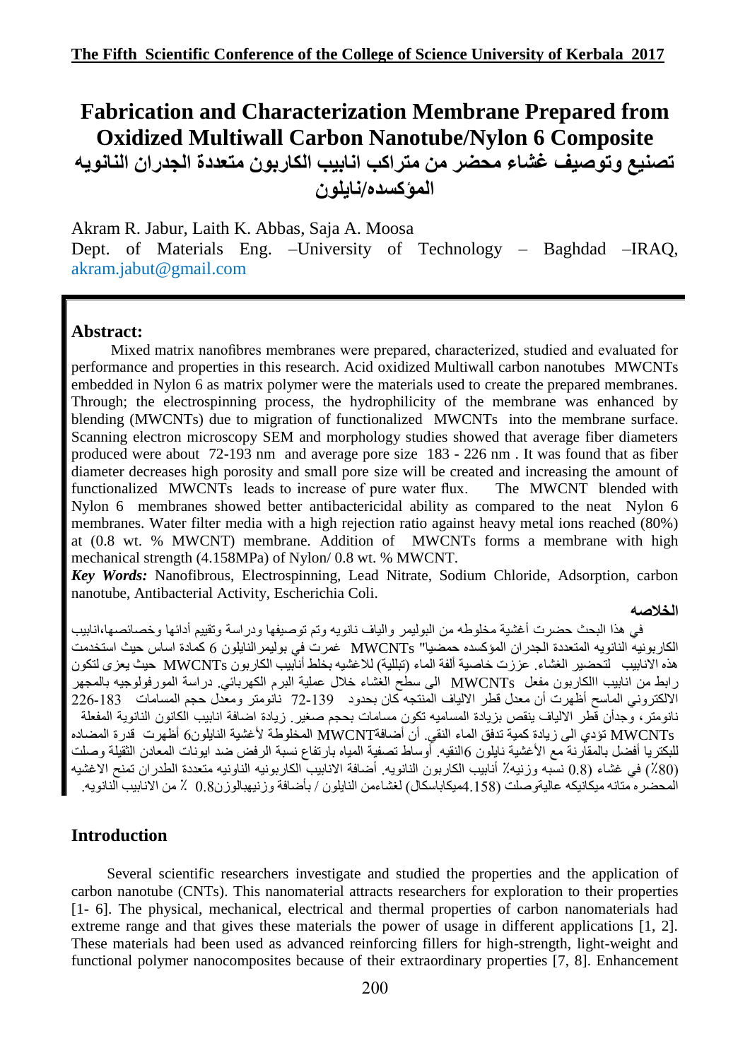# Fabrication and Characterization Membrane Prepared from Oxidized Multiwall Carbon Nanotube/Nylon 6 Composite

# تصنيع وتوصيف غشاء محضر من متراكب انابيب الكاربون متعددة الجدران النانويه المؤكسده/نايلون

Akram R. Jabur, Laith K. Abbas, Saja A. Moosa

Dept. of Materials Eng. –University of Technology – Baghdad –IRAQ, akram.jabut@gmail.com

## Abstract:

Mixed matrix nanofibres membranes were prepared, characterized, studied and evaluated for performance and properties in this research. Acid oxidized Multiwall carbon nanotubes MWCNTs embedded in Nylon 6 as matrix polymer were the materials used to create the prepared membranes. Through; the electrospinning process, the hydrophilicity of the membrane was enhanced by blending (MWCNTs) due to migration of functionalized MWCNTs into the membrane surface. Scanning electron microscopy SEM and morphology studies showed that average fiber diameters produced were about 72-193 nm and average pore size 183 - 226 nm . It was found that as fiber diameter decreases high porosity and small pore size will be created and increasing the amount of functionalized MWCNTs leads to increase of pure water flux. The MWCNT blended with Nylon 6 membranes showed better antibactericidal ability as compared to the neat Nylon 6 membranes. Water filter media with a high rejection ratio against heavy metal ions reached (80%) at (0.8 wt. % MWCNT) membrane. Addition of MWCNTs forms a membrane with high mechanical strength (4.158MPa) of Nylon/ 0.8 wt. % MWCNT.

***Key Words:*** Nanofibrous, Electrospinning, Lead Nitrate, Sodium Chloride, Adsorption, carbon nanotube, Antibacterial Activity, Escherichia Coli.

**الخلاصه**

في هذا البحث حضرت أغشية مخلوطه من البوليمر والياف نانويه وتم توصيفها ودراسة وتقييم أدائها وخصائصها،انابيب الكاربونيه النانويه المتعددة الجدران المؤكسده حمضيا" MWCNTs غمرت في بوليمرالنايلون 6 كمادة اساس حيث استخدمت هذه الانابيب لتحضير الغشاء. عزززت خاصية ألفة الماء (تبللية) للاغشيه بخلط أنابيب الكاربون MWCNTs حيث يعزى لتكون رابط من انابيب االكاربون مفعل MWCNTs الى سطح الغشاء خلال عملية البرم الكهربائي. دراسة المورفولوجيه بالمجهر الالكتروني الماسح أظهرت أن معدل قطر الالياف المنتجه كان بحدود 139-72 نانومتر ومعدل حجم المسامات 183-226 نانومتر، وجدأن قطر الالياف ينقص بزيادة المساميه تكون مسامات بحجم صغير. زيادة اضافة انابيب الكاربون النانوية المفعلة MWCNTs تؤدي الى زيادة كمية تدفق الماء النقي. أن أضافةMWCNT المخلوطة لأغشية النايلون6 أظهرت قدرة المضاده للبكتريا أفضل بالمقارنة مع الأغشية نايلون 6النقيه. أوساط تصفية المياه بارتفاع نسبة الرفض ضد ايونات المعادن الثقيلة وصلت (80٪) في غشاء (0.8 نسبه وزنيه٪ أنابيب الكاربون النانويه. أضافة الانابيب الكاربونيه النانويه متعددة الطدران تمنح الاغشيه المحضره متانه ميكانيكه عاليةوصلت (4.158ميكاباسكال) لغشاءمن النايلون / بأضافة وزنيهبالوزن0.8 ٪ من الانابيب النانويه.

## Introduction

Several scientific researchers investigate and studied the properties and the application of carbon nanotube (CNTs). This nanomaterial attracts researchers for exploration to their properties [1- 6]. The physical, mechanical, electrical and thermal properties of carbon nanomaterials had extreme range and that gives these materials the power of usage in different applications [1, 2]. These materials had been used as advanced reinforcing fillers for high-strength, light-weight and functional polymer nanocomposites because of their extraordinary properties [7, 8]. Enhancement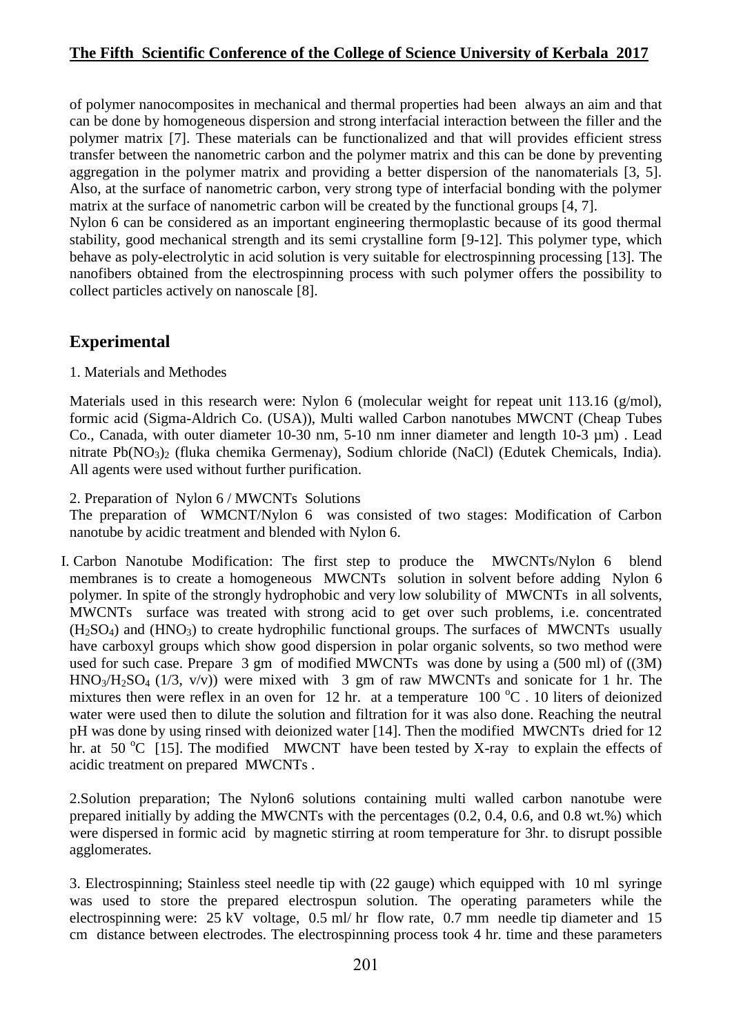of polymer nanocomposites in mechanical and thermal properties had been always an aim and that can be done by homogeneous dispersion and strong interfacial interaction between the filler and the polymer matrix [7]. These materials can be functionalized and that will provides efficient stress transfer between the nanometric carbon and the polymer matrix and this can be done by preventing aggregation in the polymer matrix and providing a better dispersion of the nanomaterials [3, 5]. Also, at the surface of nanometric carbon, very strong type of interfacial bonding with the polymer matrix at the surface of nanometric carbon will be created by the functional groups [4, 7].

Nylon 6 can be considered as an important engineering thermoplastic because of its good thermal stability, good mechanical strength and its semi crystalline form [9-12]. This polymer type, which behave as poly-electrolytic in acid solution is very suitable for electrospinning processing [13]. The nanofibers obtained from the electrospinning process with such polymer offers the possibility to collect particles actively on nanoscale [8].

## Experimental

1. Materials and Methodes

Materials used in this research were: Nylon 6 (molecular weight for repeat unit 113.16 (g/mol), formic acid (Sigma-Aldrich Co. (USA)), Multi walled Carbon nanotubes MWCNT (Cheap Tubes Co., Canada, with outer diameter 10-30 nm, 5-10 nm inner diameter and length 10-3 µm) . Lead nitrate $Pb(NO_3)_2$ (fluka chemika Germenay), Sodium chloride (NaCl) (Edutek Chemicals, India). All agents were used without further purification.

2. Preparation of Nylon 6 / MWCNTs Solutions

The preparation of WMCNT/Nylon 6 was consisted of two stages: Modification of Carbon nanotube by acidic treatment and blended with Nylon 6.

I. Carbon Nanotube Modification: The first step to produce the MWCNTs/Nylon 6 blend membranes is to create a homogeneous MWCNTs solution in solvent before adding Nylon 6 polymer. In spite of the strongly hydrophobic and very low solubility of MWCNTs in all solvents, MWCNTs surface was treated with strong acid to get over such problems, i.e. concentrated ($H_2SO_4$) and ($HNO_3$) to create hydrophilic functional groups. The surfaces of MWCNTs usually have carboxyl groups which show good dispersion in polar organic solvents, so two method were used for such case. Prepare 3 gm of modified MWCNTs was done by using a (500 ml) of ((3M) $HNO_3/H_2SO_4$ (1/3, v/v)) were mixed with 3 gm of raw MWCNTs and sonicate for 1 hr. The mixtures then were reflex in an oven for 12 hr. at a temperature 100 $^oC$ . 10 liters of deionized water were used then to dilute the solution and filtration for it was also done. Reaching the neutral pH was done by using rinsed with deionized water [14]. Then the modified MWCNTs dried for 12 hr. at 50 $^oC$ [15]. The modified MWCNT have been tested by X-ray to explain the effects of acidic treatment on prepared MWCNTs .

2.Solution preparation; The Nylon6 solutions containing multi walled carbon nanotube were prepared initially by adding the MWCNTs with the percentages (0.2, 0.4, 0.6, and 0.8 wt.%) which were dispersed in formic acid by magnetic stirring at room temperature for 3hr. to disrupt possible agglomerates.

3. Electrospinning; Stainless steel needle tip with (22 gauge) which equipped with 10 ml syringe was used to store the prepared electrospun solution. The operating parameters while the electrospinning were: 25 kV voltage, 0.5 ml/ hr flow rate, 0.7 mm needle tip diameter and 15 cm distance between electrodes. The electrospinning process took 4 hr. time and these parameters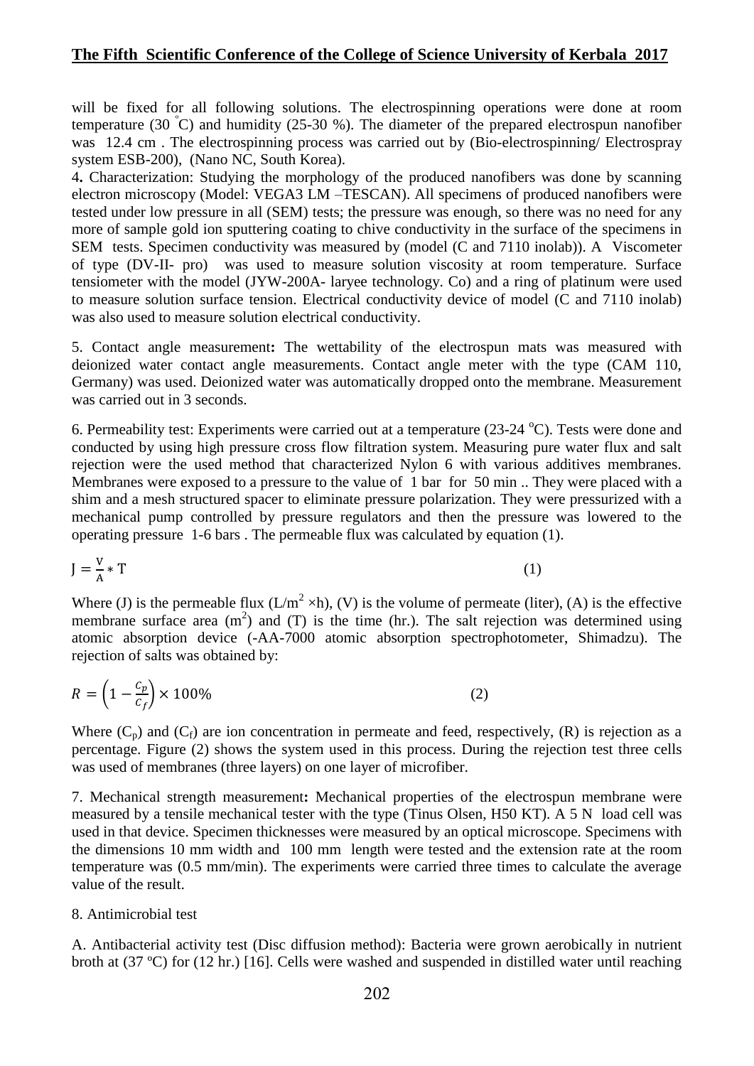will be fixed for all following solutions. The electrospinning operations were done at room temperature (30 °C) and humidity (25-30 %). The diameter of the prepared electrospun nanofiber was 12.4 cm . The electrospinning process was carried out by (Bio-electrospinning/ Electrospray system ESB-200), (Nano NC, South Korea).

4**.** Characterization: Studying the morphology of the produced nanofibers was done by scanning electron microscopy (Model: VEGA3 LM –TESCAN). All specimens of produced nanofibers were tested under low pressure in all (SEM) tests; the pressure was enough, so there was no need for any more of sample gold ion sputtering coating to chive conductivity in the surface of the specimens in SEM tests. Specimen conductivity was measured by (model (C and 7110 inolab)). A Viscometer of type (DV-II- pro) was used to measure solution viscosity at room temperature. Surface tensiometer with the model (JYW-200A- laryee technology. Co) and a ring of platinum were used to measure solution surface tension. Electrical conductivity device of model (C and 7110 inolab) was also used to measure solution electrical conductivity.

5. Contact angle measurement**:** The wettability of the electrospun mats was measured with deionized water contact angle measurements. Contact angle meter with the type (CAM 110, Germany) was used. Deionized water was automatically dropped onto the membrane. Measurement was carried out in 3 seconds.

6. Permeability test: Experiments were carried out at a temperature (23-24 °C). Tests were done and conducted by using high pressure cross flow filtration system. Measuring pure water flux and salt rejection were the used method that characterized Nylon 6 with various additives membranes. Membranes were exposed to a pressure to the value of 1 bar for 50 min .. They were placed with a shim and a mesh structured spacer to eliminate pressure polarization. They were pressurized with a mechanical pump controlled by pressure regulators and then the pressure was lowered to the operating pressure 1-6 bars . The permeable flux was calculated by equation (1).

$$J = \frac{V}{A} * T \tag{1}$$

Where (J) is the permeable flux ($L/m^2 \times h$), (V) is the volume of permeate (liter), (A) is the effective membrane surface area ($m^2$) and (T) is the time (hr.). The salt rejection was determined using atomic absorption device (-AA-7000 atomic absorption spectrophotometer, Shimadzu). The rejection of salts was obtained by:

$$R = \left(1 - \frac{C_p}{C_f}\right) \times 100\% \tag{2}$$

Where ($C_p$) and ($C_f$) are ion concentration in permeate and feed, respectively, (R) is rejection as a percentage. Figure (2) shows the system used in this process. During the rejection test three cells was used of membranes (three layers) on one layer of microfiber.

7. Mechanical strength measurement**:** Mechanical properties of the electrospun membrane were measured by a tensile mechanical tester with the type (Tinus Olsen, H50 KT). A 5 N load cell was used in that device. Specimen thicknesses were measured by an optical microscope. Specimens with the dimensions 10 mm width and 100 mm length were tested and the extension rate at the room temperature was (0.5 mm/min). The experiments were carried three times to calculate the average value of the result.

8. Antimicrobial test

A. Antibacterial activity test (Disc diffusion method): Bacteria were grown aerobically in nutrient broth at (37 ºC) for (12 hr.) [16]. Cells were washed and suspended in distilled water until reaching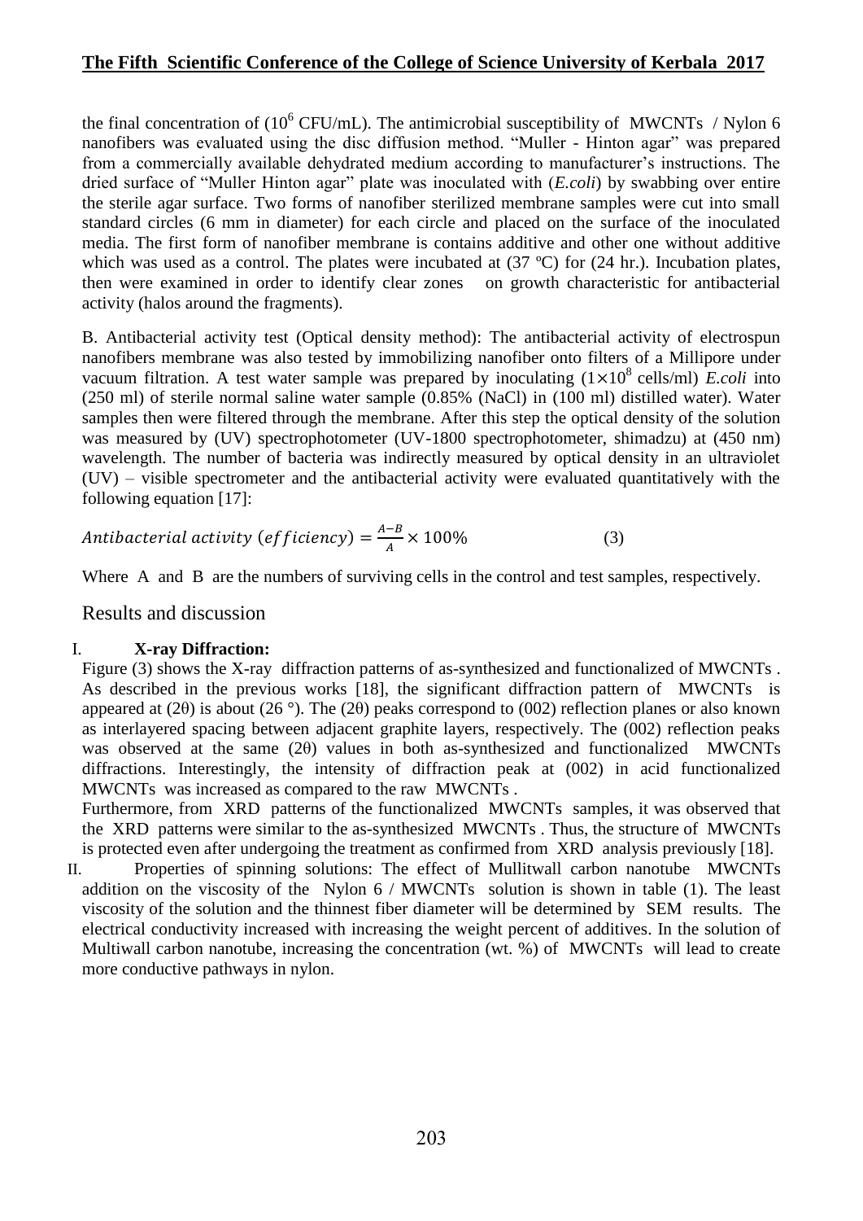the final concentration of ($10^6$ CFU/mL). The antimicrobial susceptibility of MWCNTs / Nylon 6 nanofibers was evaluated using the disc diffusion method. "Muller - Hinton agar" was prepared from a commercially available dehydrated medium according to manufacturer's instructions. The dried surface of "Muller Hinton agar" plate was inoculated with (*E.coli*) by swabbing over entire the sterile agar surface. Two forms of nanofiber sterilized membrane samples were cut into small standard circles (6 mm in diameter) for each circle and placed on the surface of the inoculated media. The first form of nanofiber membrane is contains additive and other one without additive which was used as a control. The plates were incubated at (37 ºC) for (24 hr.). Incubation plates, then were examined in order to identify clear zones on growth characteristic for antibacterial activity (halos around the fragments).

B. Antibacterial activity test (Optical density method): The antibacterial activity of electrospun nanofibers membrane was also tested by immobilizing nanofiber onto filters of a Millipore under vacuum filtration. A test water sample was prepared by inoculating ($1\times10^8$ cells/ml) *E.coli* into (250 ml) of sterile normal saline water sample (0.85% (NaCl) in (100 ml) distilled water). Water samples then were filtered through the membrane. After this step the optical density of the solution was measured by (UV) spectrophotometer (UV-1800 spectrophotometer, shimadzu) at (450 nm) wavelength. The number of bacteria was indirectly measured by optical density in an ultraviolet (UV) – visible spectrometer and the antibacterial activity were evaluated quantitatively with the following equation [17]:

$$Antibacterial\ activity\ (efficiency) = \frac{A-B}{A} \times 100\% \qquad (3)$$

Where A and B are the numbers of surviving cells in the control and test samples, respectively.

## Results and discussion

I. **X-ray Diffraction:**

Figure (3) shows the X-ray diffraction patterns of as-synthesized and functionalized of MWCNTs . As described in the previous works [18], the significant diffraction pattern of MWCNTs is appeared at (2θ) is about (26 °). The (2θ) peaks correspond to (002) reflection planes or also known as interlayered spacing between adjacent graphite layers, respectively. The (002) reflection peaks was observed at the same (2θ) values in both as-synthesized and functionalized MWCNTs diffractions. Interestingly, the intensity of diffraction peak at (002) in acid functionalized MWCNTs was increased as compared to the raw MWCNTs .

Furthermore, from XRD patterns of the functionalized MWCNTs samples, it was observed that the XRD patterns were similar to the as-synthesized MWCNTs . Thus, the structure of MWCNTs is protected even after undergoing the treatment as confirmed from XRD analysis previously [18].

II. Properties of spinning solutions: The effect of Mullitwall carbon nanotube MWCNTs addition on the viscosity of the Nylon 6 / MWCNTs solution is shown in table (1). The least viscosity of the solution and the thinnest fiber diameter will be determined by SEM results. The electrical conductivity increased with increasing the weight percent of additives. In the solution of Multiwall carbon nanotube, increasing the concentration (wt. %) of MWCNTs will lead to create more conductive pathways in nylon.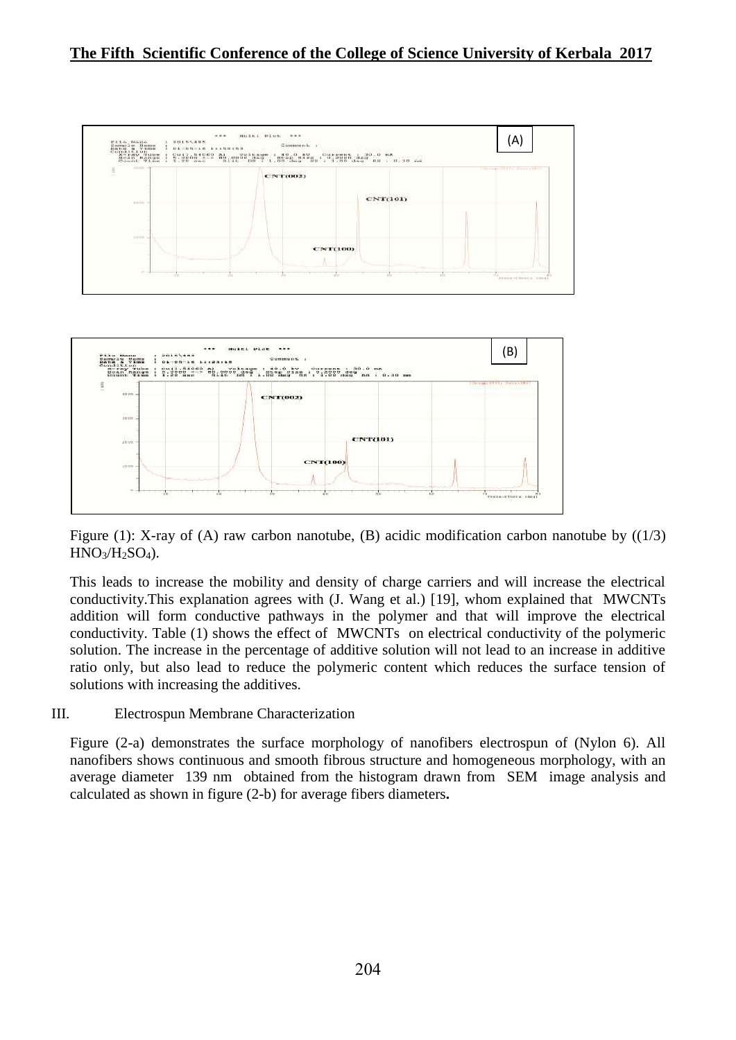Figure (1): X-ray of (A) raw carbon nanotube, (B) acidic modification carbon nanotube by ((1/3) $HNO_3/H_2SO_4$).

This leads to increase the mobility and density of charge carriers and will increase the electrical conductivity.This explanation agrees with (J. Wang et al.) [19], whom explained that MWCNTs addition will form conductive pathways in the polymer and that will improve the electrical conductivity. Table (1) shows the effect of MWCNTs on electrical conductivity of the polymeric solution. The increase in the percentage of additive solution will not lead to an increase in additive ratio only, but also lead to reduce the polymeric content which reduces the surface tension of solutions with increasing the additives.

III. Electrospun Membrane Characterization

Figure (2-a) demonstrates the surface morphology of nanofibers electrospun of (Nylon 6). All nanofibers shows continuous and smooth fibrous structure and homogeneous morphology, with an average diameter 139 nm obtained from the histogram drawn from SEM image analysis and calculated as shown in figure (2-b) for average fibers diameters**.**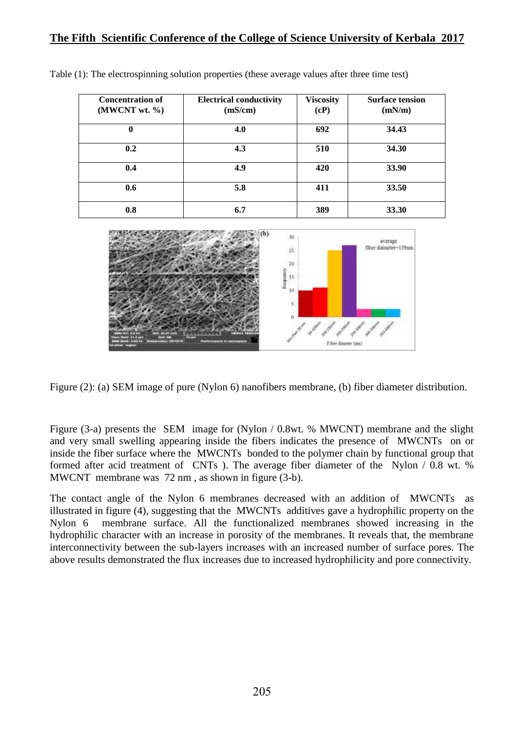Table (1): The electrospinning solution properties (these average values after three time test)

| Concentration of (MWCNT wt. %) | Electrical conductivity (mS/cm) | Viscosity (cP) | Surface tension (mN/m) |
|---|---|---|---|
| 0 | 4.0 | 692 | 34.43 |
| 0.2 | 4.3 | 510 | 34.30 |
| 0.4 | 4.9 | 420 | 33.90 |
| 0.6 | 5.8 | 411 | 33.50 |
| 0.8 | 6.7 | 389 | 33.30 |

Figure (2): (a) SEM image of pure (Nylon 6) nanofibers membrane, (b) fiber diameter distribution.

Figure (3-a) presents the SEM image for (Nylon / 0.8wt. % MWCNT) membrane and the slight and very small swelling appearing inside the fibers indicates the presence of MWCNTs on or inside the fiber surface where the MWCNTs bonded to the polymer chain by functional group that formed after acid treatment of CNTs ). The average fiber diameter of the Nylon / 0.8 wt. % MWCNT membrane was 72 nm , as shown in figure (3-b).

The contact angle of the Nylon 6 membranes decreased with an addition of MWCNTs as illustrated in figure (4), suggesting that the MWCNTs additives gave a hydrophilic property on the Nylon 6 membrane surface. All the functionalized membranes showed increasing in the hydrophilic character with an increase in porosity of the membranes. It reveals that, the membrane interconnectivity between the sub-layers increases with an increased number of surface pores. The above results demonstrated the flux increases due to increased hydrophilicity and pore connectivity.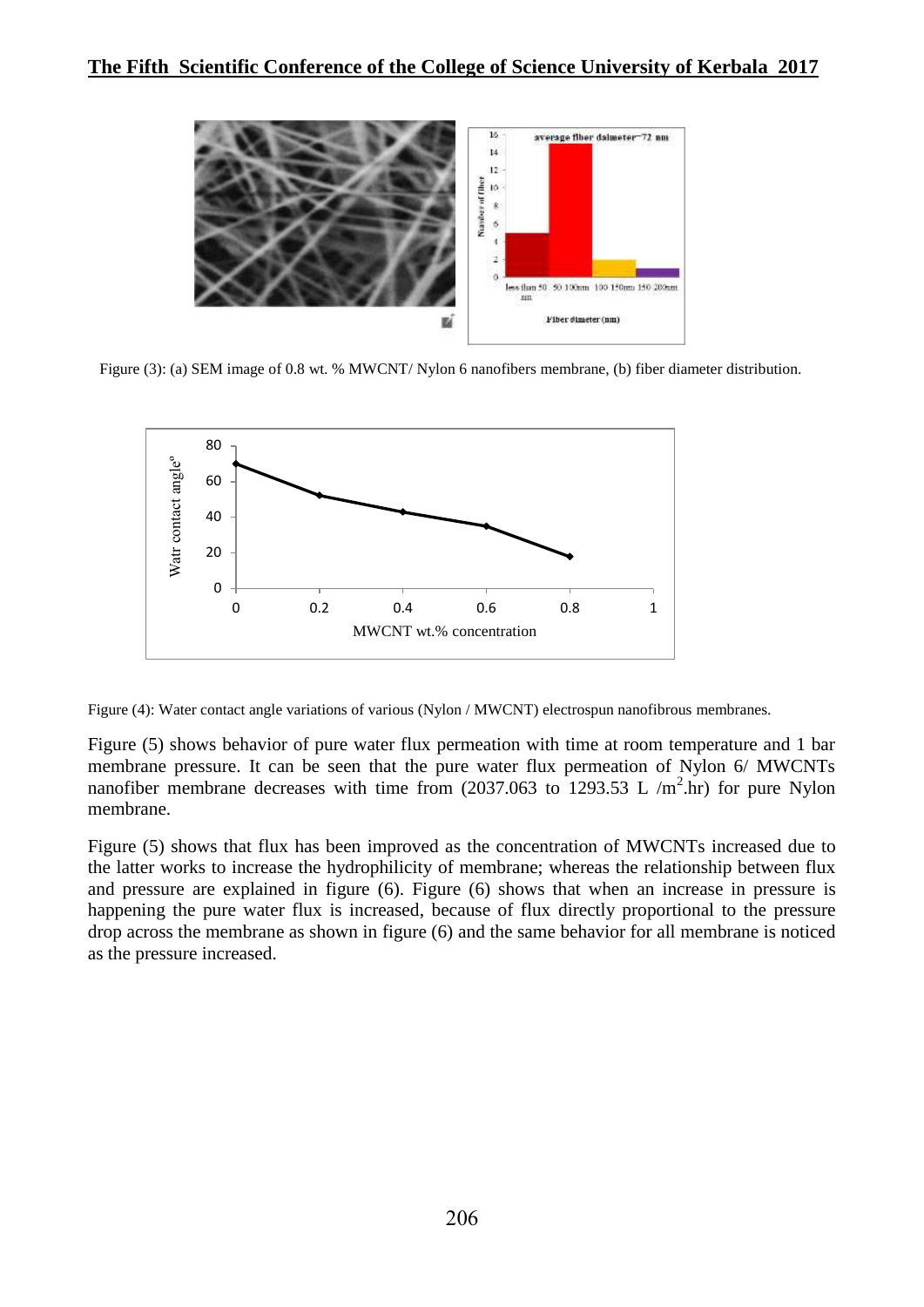Figure (3): (a) SEM image of 0.8 wt. % MWCNT/ Nylon 6 nanofibers membrane, (b) fiber diameter distribution.

Figure (4): Water contact angle variations of various (Nylon / MWCNT) electrospun nanofibrous membranes.

Figure (5) shows behavior of pure water flux permeation with time at room temperature and 1 bar membrane pressure. It can be seen that the pure water flux permeation of Nylon 6/ MWCNTs nanofiber membrane decreases with time from (2037.063 to 1293.53 L /$m^2$.hr) for pure Nylon membrane.

Figure (5) shows that flux has been improved as the concentration of MWCNTs increased due to the latter works to increase the hydrophilicity of membrane; whereas the relationship between flux and pressure are explained in figure (6). Figure (6) shows that when an increase in pressure is happening the pure water flux is increased, because of flux directly proportional to the pressure drop across the membrane as shown in figure (6) and the same behavior for all membrane is noticed as the pressure increased.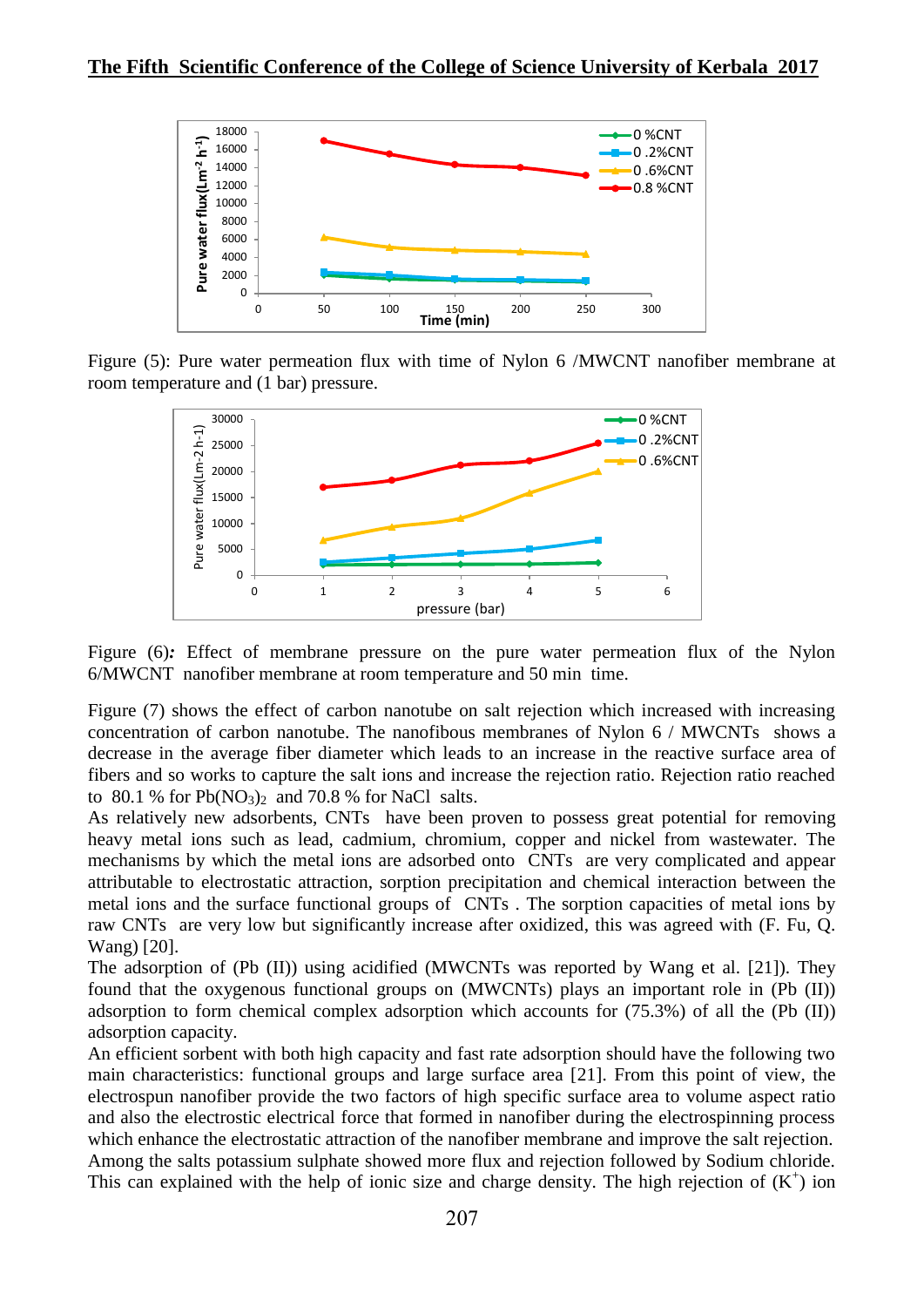Figure (5): Pure water permeation flux with time of Nylon 6 /MWCNT nanofiber membrane at room temperature and (1 bar) pressure.

Figure (6)*:* Effect of membrane pressure on the pure water permeation flux of the Nylon 6/MWCNT nanofiber membrane at room temperature and 50 min time.

Figure (7) shows the effect of carbon nanotube on salt rejection which increased with increasing concentration of carbon nanotube. The nanofibous membranes of Nylon 6 / MWCNTs shows a decrease in the average fiber diameter which leads to an increase in the reactive surface area of fibers and so works to capture the salt ions and increase the rejection ratio. Rejection ratio reached to 80.1 % for $Pb(NO_3)_2$ and 70.8 % for NaCl salts.

As relatively new adsorbents, CNTs have been proven to possess great potential for removing heavy metal ions such as lead, cadmium, chromium, copper and nickel from wastewater. The mechanisms by which the metal ions are adsorbed onto CNTs are very complicated and appear attributable to electrostatic attraction, sorption precipitation and chemical interaction between the metal ions and the surface functional groups of CNTs . The sorption capacities of metal ions by raw CNTs are very low but significantly increase after oxidized, this was agreed with (F. Fu, Q. Wang) [20].

The adsorption of (Pb (II)) using acidified (MWCNTs was reported by Wang et al. [21]). They found that the oxygenous functional groups on (MWCNTs) plays an important role in (Pb (II)) adsorption to form chemical complex adsorption which accounts for (75.3%) of all the (Pb (II)) adsorption capacity.

An efficient sorbent with both high capacity and fast rate adsorption should have the following two main characteristics: functional groups and large surface area [21]. From this point of view, the electrospun nanofiber provide the two factors of high specific surface area to volume aspect ratio and also the electrostic electrical force that formed in nanofiber during the electrospinning process which enhance the electrostatic attraction of the nanofiber membrane and improve the salt rejection.

Among the salts potassium sulphate showed more flux and rejection followed by Sodium chloride. This can explained with the help of ionic size and charge density. The high rejection of ($K^+$) ion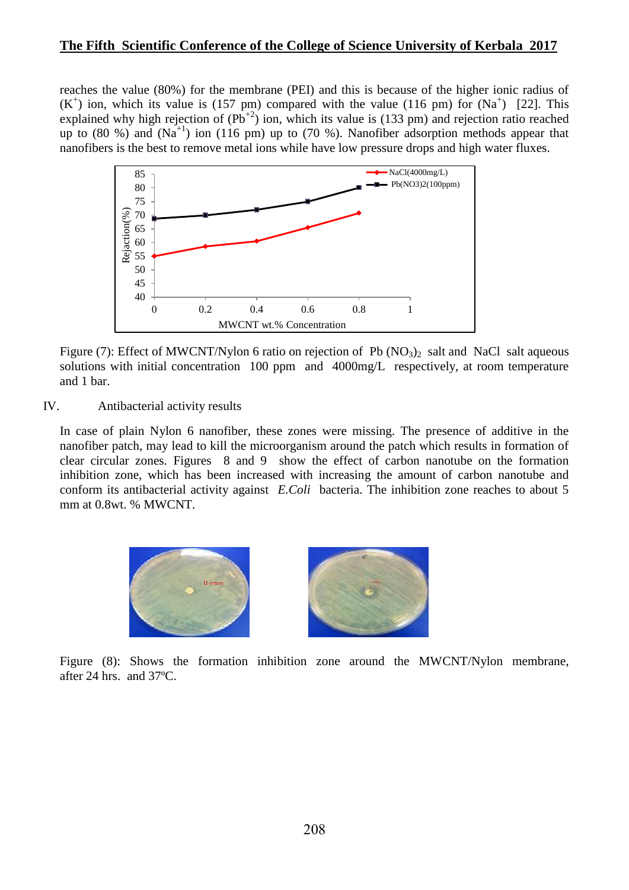reaches the value (80%) for the membrane (PEI) and this is because of the higher ionic radius of ($K^+$) ion, which its value is (157 pm) compared with the value (116 pm) for ($Na^+$) [22]. This explained why high rejection of ($Pb^{+2}$) ion, which its value is (133 pm) and rejection ratio reached up to (80 %) and ($Na^{+1}$) ion (116 pm) up to (70 %). Nanofiber adsorption methods appear that nanofibers is the best to remove metal ions while have low pressure drops and high water fluxes.

Figure (7): Effect of MWCNT/Nylon 6 ratio on rejection of $Pb(NO_3)_2$ salt and NaCl salt aqueous solutions with initial concentration 100 ppm and 4000mg/L respectively, at room temperature and 1 bar.

IV. Antibacterial activity results

In case of plain Nylon 6 nanofiber, these zones were missing. The presence of additive in the nanofiber patch, may lead to kill the microorganism around the patch which results in formation of clear circular zones. Figures 8 and 9 show the effect of carbon nanotube on the formation inhibition zone, which has been increased with increasing the amount of carbon nanotube and conform its antibacterial activity against *E.Coli* bacteria. The inhibition zone reaches to about 5 mm at 0.8wt. % MWCNT.

Figure (8): Shows the formation inhibition zone around the MWCNT/Nylon membrane, after 24 hrs. and 37ºC.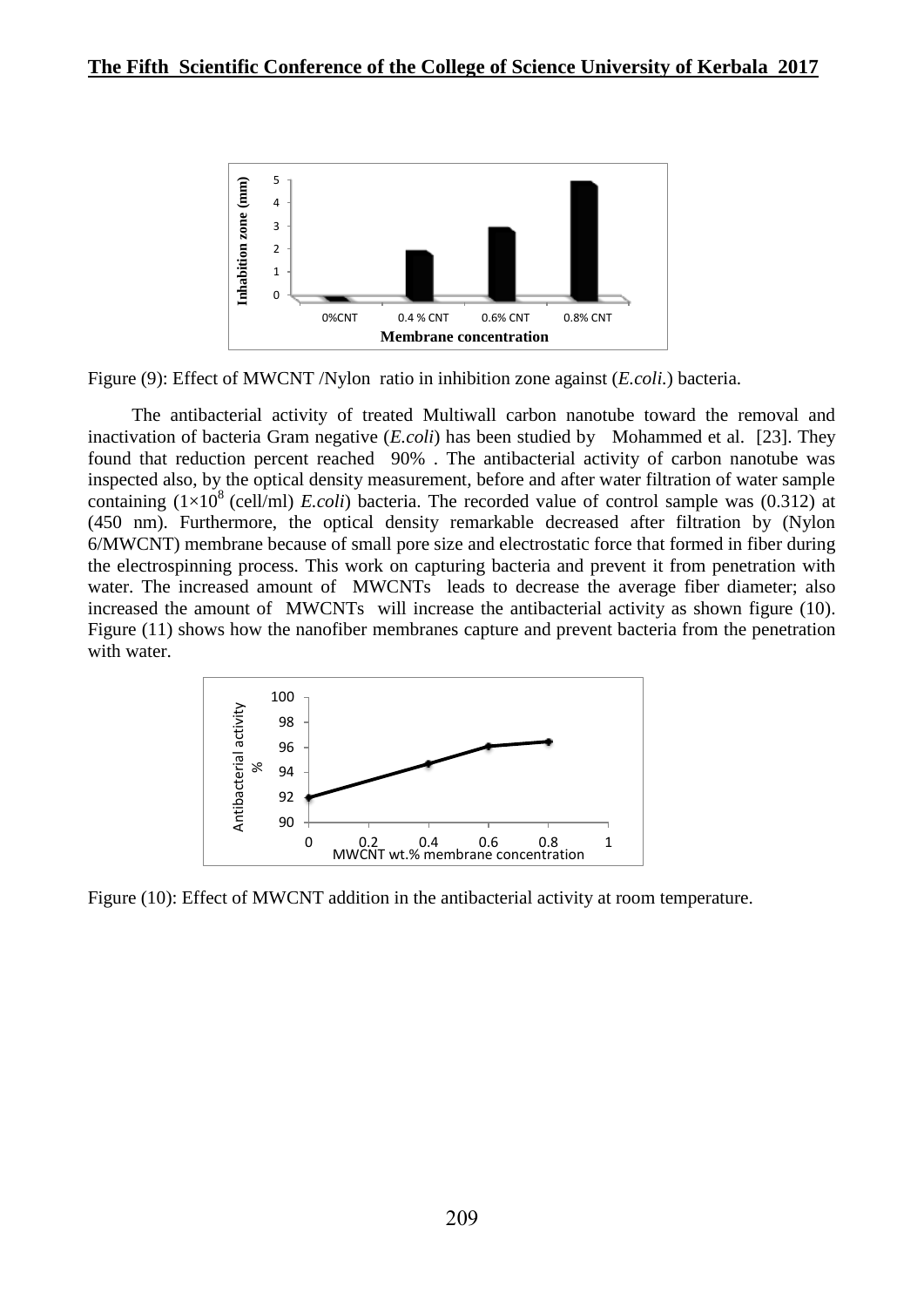Figure (9): Effect of MWCNT /Nylon ratio in inhibition zone against (*E.coli.*) bacteria.

The antibacterial activity of treated Multiwall carbon nanotube toward the removal and inactivation of bacteria Gram negative (*E.coli*) has been studied by Mohammed et al. [23]. They found that reduction percent reached 90% . The antibacterial activity of carbon nanotube was inspected also, by the optical density measurement, before and after water filtration of water sample containing ($1\times10^{8}$ (cell/ml) *E.coli*) bacteria. The recorded value of control sample was (0.312) at (450 nm). Furthermore, the optical density remarkable decreased after filtration by (Nylon 6/MWCNT) membrane because of small pore size and electrostatic force that formed in fiber during the electrospinning process. This work on capturing bacteria and prevent it from penetration with water. The increased amount of MWCNTs leads to decrease the average fiber diameter; also increased the amount of MWCNTs will increase the antibacterial activity as shown figure (10). Figure (11) shows how the nanofiber membranes capture and prevent bacteria from the penetration with water.

Figure (10): Effect of MWCNT addition in the antibacterial activity at room temperature.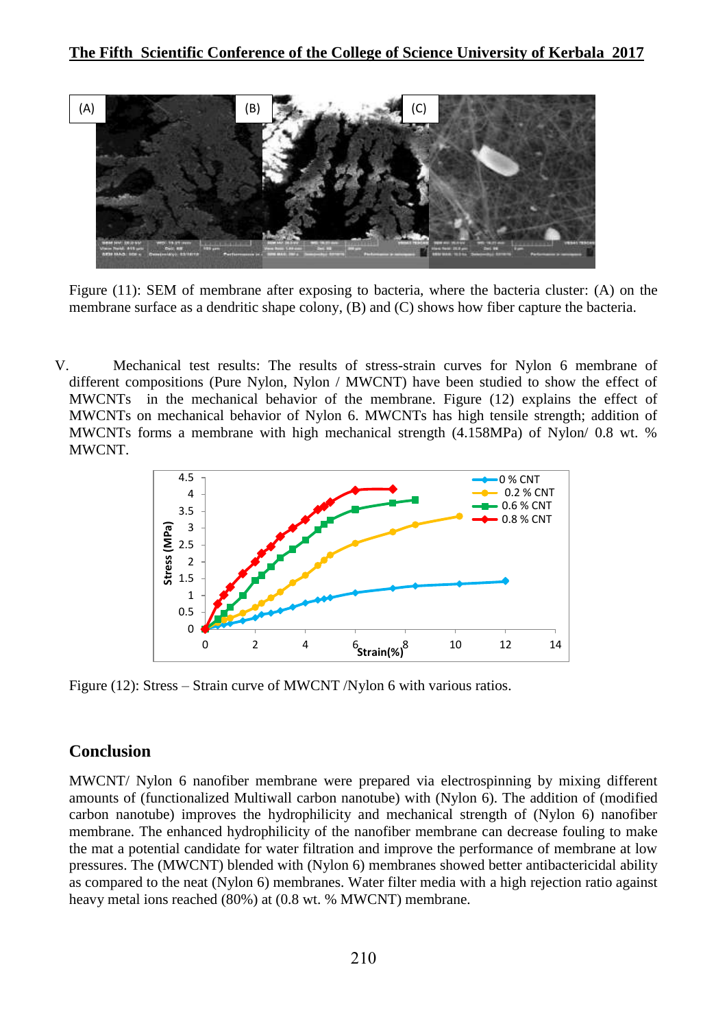Figure (11): SEM of membrane after exposing to bacteria, where the bacteria cluster: (A) on the membrane surface as a dendritic shape colony, (B) and (C) shows how fiber capture the bacteria.

V. Mechanical test results: The results of stress-strain curves for Nylon 6 membrane of different compositions (Pure Nylon, Nylon / MWCNT) have been studied to show the effect of MWCNTs in the mechanical behavior of the membrane. Figure (12) explains the effect of MWCNTs on mechanical behavior of Nylon 6. MWCNTs has high tensile strength; addition of MWCNTs forms a membrane with high mechanical strength (4.158MPa) of Nylon/ 0.8 wt. % MWCNT.

Figure (12): Stress – Strain curve of MWCNT /Nylon 6 with various ratios.

## Conclusion

MWCNT/ Nylon 6 nanofiber membrane were prepared via electrospinning by mixing different amounts of (functionalized Multiwall carbon nanotube) with (Nylon 6). The addition of (modified carbon nanotube) improves the hydrophilicity and mechanical strength of (Nylon 6) nanofiber membrane. The enhanced hydrophilicity of the nanofiber membrane can decrease fouling to make the mat a potential candidate for water filtration and improve the performance of membrane at low pressures. The (MWCNT) blended with (Nylon 6) membranes showed better antibactericidal ability as compared to the neat (Nylon 6) membranes. Water filter media with a high rejection ratio against heavy metal ions reached (80%) at (0.8 wt. % MWCNT) membrane.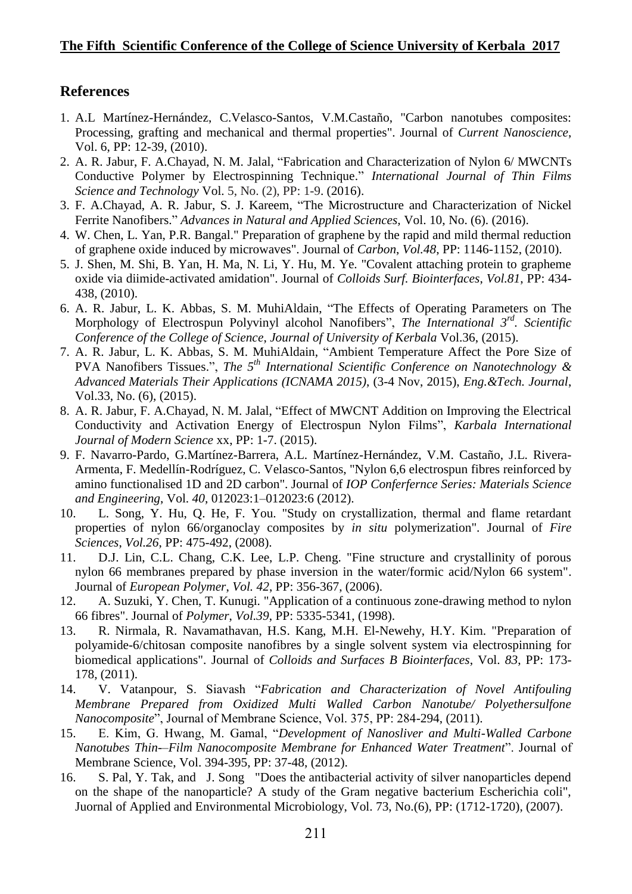## References

1. A.L Martínez-Hernández, C.Velasco-Santos, V.M.Castaño, "Carbon nanotubes composites: Processing, grafting and mechanical and thermal properties". Journal of *Current Nanoscience*, Vol. 6, PP: 12-39, (2010).
2. A. R. Jabur, F. A.Chayad, N. M. Jalal, "Fabrication and Characterization of Nylon 6/ MWCNTs Conductive Polymer by Electrospinning Technique." *International Journal of Thin Films Science and Technology* Vol. 5, No. (2), PP: 1-9. (2016).
3. F. A.Chayad, A. R. Jabur, S. J. Kareem, "The Microstructure and Characterization of Nickel Ferrite Nanofibers." *Advances in Natural and Applied Sciences,* Vol. 10, No. (6). (2016).
4. W. Chen, L. Yan, P.R. Bangal." Preparation of graphene by the rapid and mild thermal reduction of graphene oxide induced by microwaves". Journal of *Carbon*, *Vol.48*, PP: 1146-1152, (2010).
5. J. Shen, M. Shi, B. Yan, H. Ma, N. Li, Y. Hu, M. Ye. "Covalent attaching protein to grapheme oxide via diimide-activated amidation". Journal of *Colloids Surf. Biointerfaces*, *Vol.81*, PP: 434-438, (2010).
6. A. R. Jabur, L. K. Abbas, S. M. MuhiAldain, "The Effects of Operating Parameters on The Morphology of Electrospun Polyvinyl alcohol Nanofibers", *The International 3rd. Scientific Conference of the College of Science*, *Journal of University of Kerbala* Vol.36, (2015).
7. A. R. Jabur, L. K. Abbas, S. M. MuhiAldain, "Ambient Temperature Affect the Pore Size of PVA Nanofibers Tissues.", *The 5th International Scientific Conference on Nanotechnology & Advanced Materials Their Applications (ICNAMA 2015)*, (3-4 Nov, 2015), *Eng.&Tech. Journal*, Vol.33, No. (6), (2015).
8. A. R. Jabur, F. A.Chayad, N. M. Jalal, "Effect of MWCNT Addition on Improving the Electrical Conductivity and Activation Energy of Electrospun Nylon Films", *Karbala International Journal of Modern Science* xx, PP: 1-7. (2015).
9. F. Navarro-Pardo, G.Martínez-Barrera, A.L. Martínez-Hernández, V.M. Castaño, J.L. Rivera-Armenta, F. Medellín-Rodríguez, C. Velasco-Santos, "Nylon 6,6 electrospun fibres reinforced by amino functionalised 1D and 2D carbon". Journal of *IOP Conferfernce Series: Materials Science and Engineering*, Vol. *40*, 012023:1–012023:6 (2012).
10. L. Song, Y. Hu, Q. He, F. You. "Study on crystallization, thermal and flame retardant properties of nylon 66/organoclay composites by *in situ* polymerization". Journal of *Fire Sciences*, *Vol.26*, PP: 475-492, (2008).
11. D.J. Lin, C.L. Chang, C.K. Lee, L.P. Cheng. "Fine structure and crystallinity of porous nylon 66 membranes prepared by phase inversion in the water/formic acid/Nylon 66 system". Journal of *European Polymer*, *Vol. 42*, PP: 356-367, (2006).
12. A. Suzuki, Y. Chen, T. Kunugi. "Application of a continuous zone-drawing method to nylon 66 fibres". Journal of *Polymer*, *Vol.39*, PP: 5335-5341, (1998).
13. R. Nirmala, R. Navamathavan, H.S. Kang, M.H. El-Newehy, H.Y. Kim. "Preparation of polyamide-6/chitosan composite nanofibres by a single solvent system via electrospinning for biomedical applications". Journal of *Colloids and Surfaces B Biointerfaces*, Vol. *83*, PP: 173-178, (2011).
14. V. Vatanpour, S. Siavash "*Fabrication and Characterization of Novel Antifouling Membrane Prepared from Oxidized Multi Walled Carbon Nanotube/ Polyethersulfone Nanocomposite*", Journal of Membrane Science, Vol. 375, PP: 284-294, (2011).
15. E. Kim, G. Hwang, M. Gamal, "*Development of Nanosliver and Multi-Walled Carbone Nanotubes Thin-–Film Nanocomposite Membrane for Enhanced Water Treatment*". Journal of Membrane Science, Vol. 394-395, PP: 37-48, (2012).
16. S. Pal, Y. Tak, and J. Song "Does the antibacterial activity of silver nanoparticles depend on the shape of the nanoparticle? A study of the Gram negative bacterium Escherichia coli", Juornal of Applied and Environmental Microbiology, Vol. 73, No.(6), PP: (1712-1720), (2007).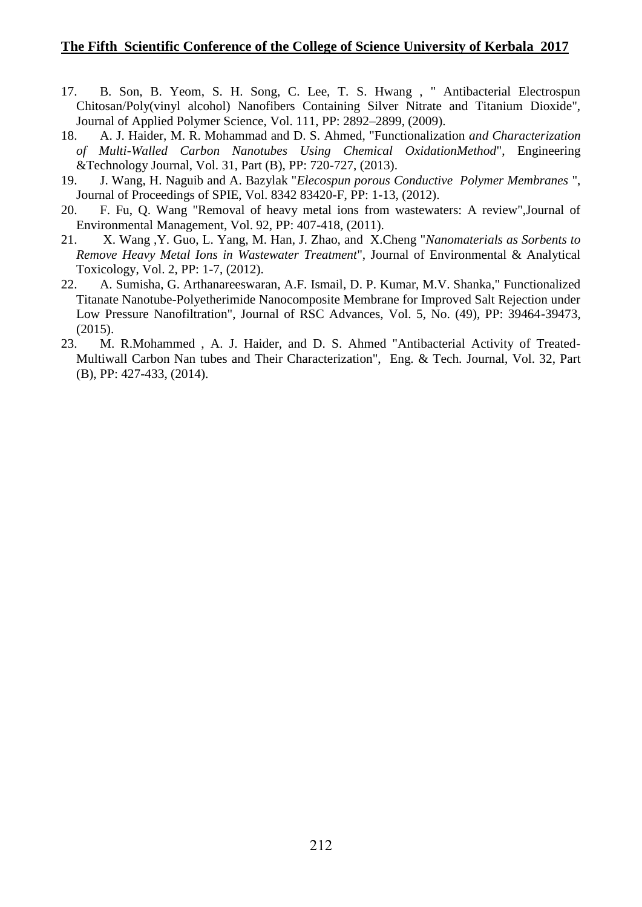17. B. Son, B. Yeom, S. H. Song, C. Lee, T. S. Hwang , " Antibacterial Electrospun Chitosan/Poly(vinyl alcohol) Nanofibers Containing Silver Nitrate and Titanium Dioxide", Journal of Applied Polymer Science, Vol. 111, PP: 2892–2899, (2009).
18. A. J. Haider, M. R. Mohammad and D. S. Ahmed, "Functionalization *and Characterization of Multi-Walled Carbon Nanotubes Using Chemical OxidationMethod*", Engineering &Technology Journal, Vol. 31, Part (B), PP: 720-727, (2013).
19. J. Wang, H. Naguib and A. Bazylak "*Elecospun porous Conductive Polymer Membranes* ", Journal of Proceedings of SPIE, Vol. 8342 83420-F, PP: 1-13, (2012).
20. F. Fu, Q. Wang "Removal of heavy metal ions from wastewaters: A review",Journal of Environmental Management, Vol. 92, PP: 407-418, (2011).
21. X. Wang ,Y. Guo, L. Yang, M. Han, J. Zhao, and X.Cheng "*Nanomaterials as Sorbents to Remove Heavy Metal Ions in Wastewater Treatment*", Journal of Environmental & Analytical Toxicology, Vol. 2, PP: 1-7, (2012).
22. A. Sumisha, G. Arthanareeswaran, A.F. Ismail, D. P. Kumar, M.V. Shanka," Functionalized Titanate Nanotube-Polyetherimide Nanocomposite Membrane for Improved Salt Rejection under Low Pressure Nanofiltration", Journal of RSC Advances, Vol. 5, No. (49), PP: 39464-39473, (2015).
23. M. R.Mohammed , A. J. Haider, and D. S. Ahmed "Antibacterial Activity of Treated-Multiwall Carbon Nan tubes and Their Characterization", Eng. & Tech. Journal, Vol. 32, Part (B), PP: 427-433, (2014).